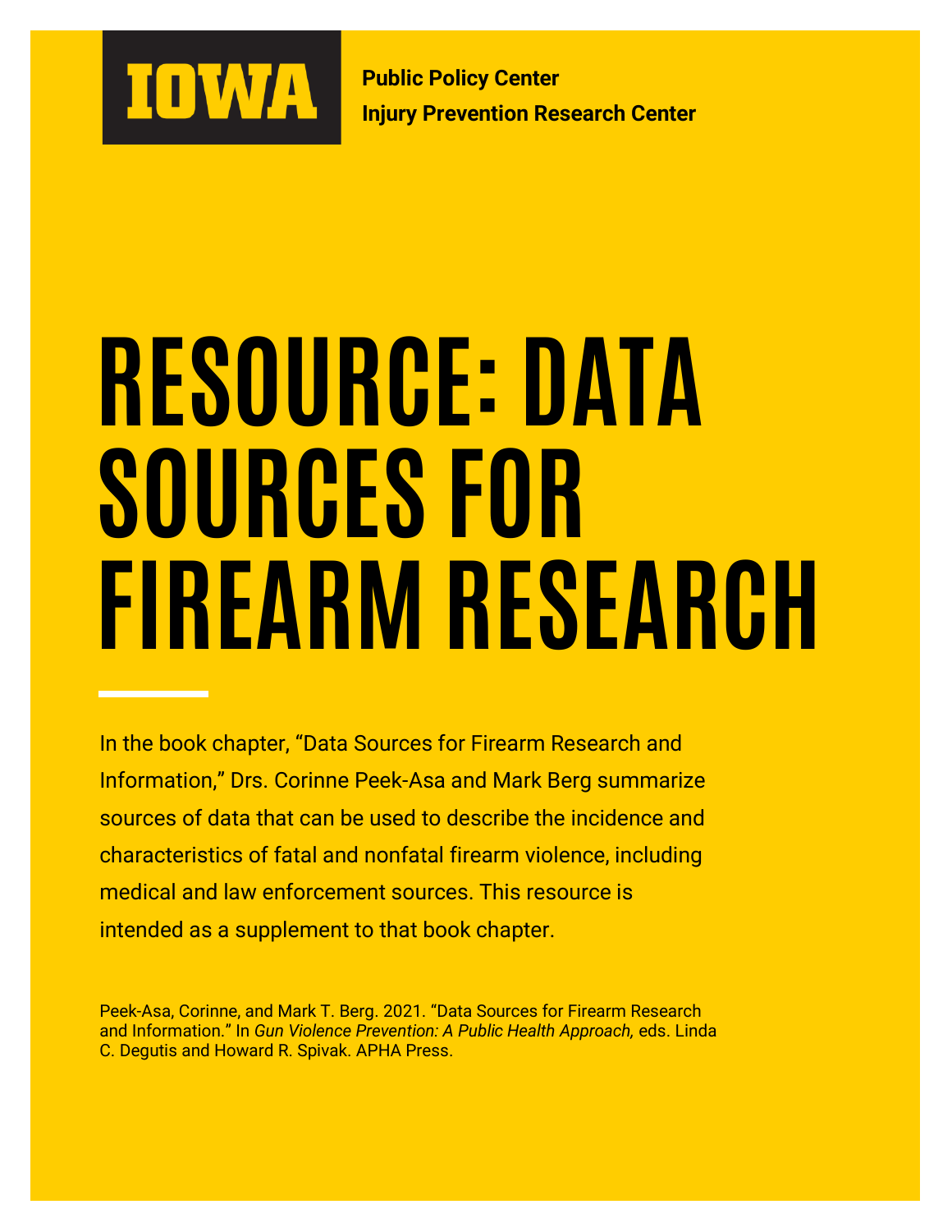IOWA

**Public Policy Center**
**Injury Prevention Research Center**

# RESOURCE: DATA SOURCES FOR FIREARM RESEARCH

In the book chapter, "Data Sources for Firearm Research and Information," Drs. Corinne Peek-Asa and Mark Berg summarize sources of data that can be used to describe the incidence and characteristics of fatal and nonfatal firearm violence, including medical and law enforcement sources. This resource is intended as a supplement to that book chapter.

Peek-Asa, Corinne, and Mark T. Berg. 2021. "Data Sources for Firearm Research and Information." In *Gun Violence Prevention: A Public Health Approach,* eds. Linda C. Degutis and Howard R. Spivak. APHA Press.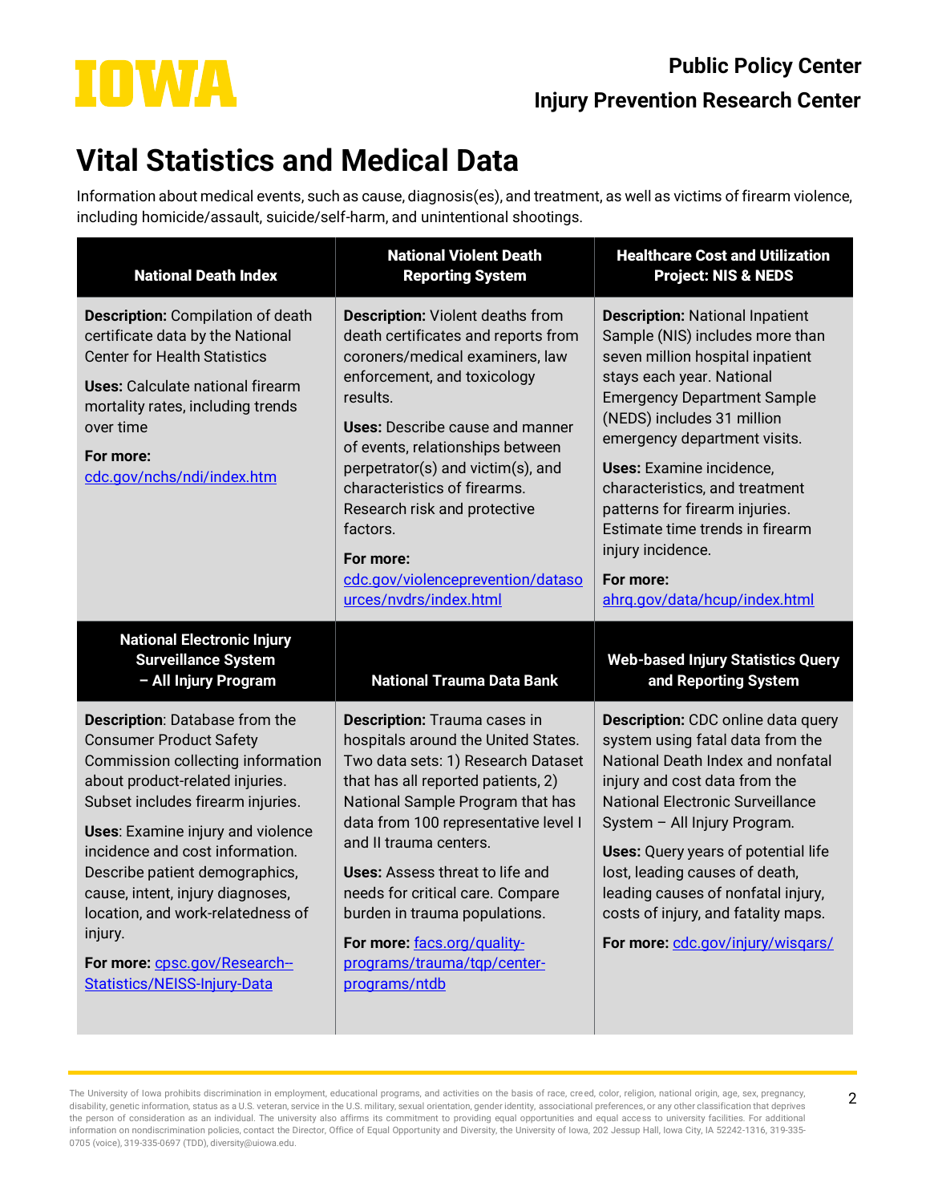# Vital Statistics and Medical Data

Information about medical events, such as cause, diagnosis(es), and treatment, as well as victims of firearm violence, including homicide/assault, suicide/self-harm, and unintentional shootings.

| National Death Index | National Violent Death Reporting System | Healthcare Cost and Utilization Project: NIS & NEDS |
|---|---|---|
| **Description:** Compilation of death certificate data by the National Center for Health Statistics<br><br>**Uses:** Calculate national firearm mortality rates, including trends over time<br><br>**For more:** cdc.gov/nchs/ndi/index.htm | **Description:** Violent deaths from death certificates and reports from coroners/medical examiners, law enforcement, and toxicology results.<br><br>**Uses:** Describe cause and manner of events, relationships between perpetrator(s) and victim(s), and characteristics of firearms. Research risk and protective factors.<br><br>**For more:** cdc.gov/violenceprevention/datasources/nvdrs/index.html | **Description:** National Inpatient Sample (NIS) includes more than seven million hospital inpatient stays each year. National Emergency Department Sample (NEDS) includes 31 million emergency department visits.<br><br>**Uses:** Examine incidence, characteristics, and treatment patterns for firearm injuries. Estimate time trends in firearm injury incidence.<br><br>**For more:** ahrq.gov/data/hcup/index.html |
| **National Electronic Injury Surveillance System – All Injury Program** | **National Trauma Data Bank** | **Web-based Injury Statistics Query and Reporting System** |
| **Description**: Database from the Consumer Product Safety Commission collecting information about product-related injuries. Subset includes firearm injuries.<br><br>**Uses**: Examine injury and violence incidence and cost information. Describe patient demographics, cause, intent, injury diagnoses, location, and work-relatedness of injury.<br><br>**For more:** cpsc.gov/Research--Statistics/NEISS-Injury-Data | **Description:** Trauma cases in hospitals around the United States. Two data sets: 1) Research Dataset that has all reported patients, 2) National Sample Program that has data from 100 representative level I and II trauma centers.<br><br>**Uses:** Assess threat to life and needs for critical care. Compare burden in trauma populations.<br><br>**For more:** facs.org/quality-programs/trauma/tqp/center-programs/ntdb | **Description:** CDC online data query system using fatal data from the National Death Index and nonfatal injury and cost data from the National Electronic Surveillance System – All Injury Program.<br><br>**Uses:** Query years of potential life lost, leading causes of death, leading causes of nonfatal injury, costs of injury, and fatality maps.<br><br>**For more:** cdc.gov/injury/wisqars/ |

The University of Iowa prohibits discrimination in employment, educational programs, and activities on the basis of race, creed, color, religion, national origin, age, sex, pregnancy, disability, genetic information, status as a U.S. veteran, service in the U.S. military, sexual orientation, gender identity, associational preferences, or any other classification that deprives the person of consideration as an individual. The university also affirms its commitment to providing equal opportunities and equal access to university facilities. For additional information on nondiscrimination policies, contact the Director, Office of Equal Opportunity and Diversity, the University of Iowa, 202 Jessup Hall, Iowa City, IA 52242-1316, 319-335-0705 (voice), 319-335-0697 (TDD), diversity@uiowa.edu.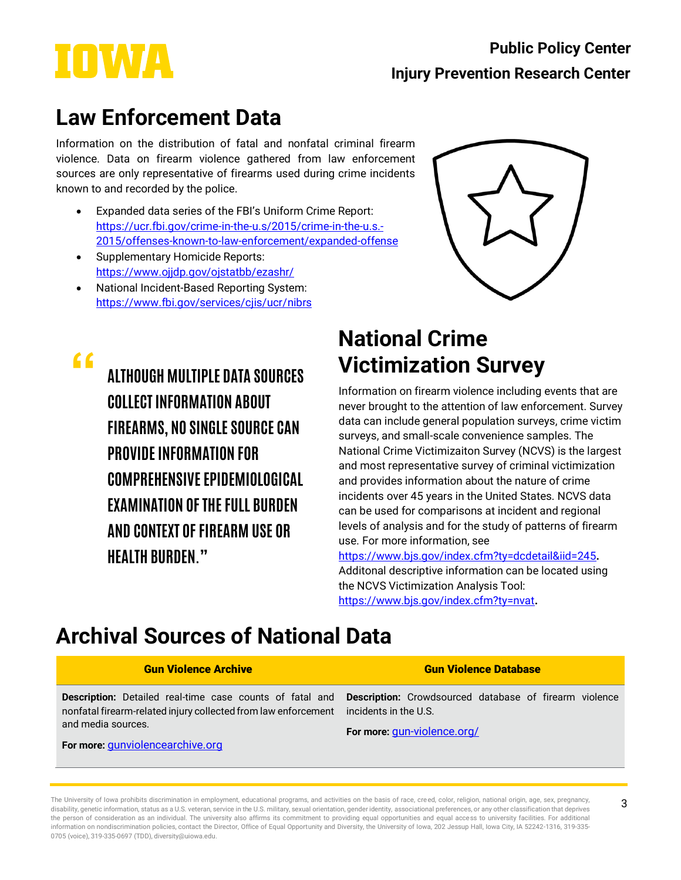# Law Enforcement Data

Information on the distribution of fatal and nonfatal criminal firearm violence. Data on firearm violence gathered from law enforcement sources are only representative of firearms used during crime incidents known to and recorded by the police.

- Expanded data series of the FBI's Uniform Crime Report: https://ucr.fbi.gov/crime-in-the-u.s/2015/crime-in-the-u.s.-2015/offenses-known-to-law-enforcement/expanded-offense
- Supplementary Homicide Reports: https://www.ojjdp.gov/ojstatbb/ezashr/
- National Incident-Based Reporting System: https://www.fbi.gov/services/cjis/ucr/nibrs

> "ALTHOUGH MULTIPLE DATA SOURCES COLLECT INFORMATION ABOUT FIREARMS, NO SINGLE SOURCE CAN PROVIDE INFORMATION FOR COMPREHENSIVE EPIDEMIOLOGICAL EXAMINATION OF THE FULL BURDEN AND CONTEXT OF FIREARM USE OR HEALTH BURDEN."

# National Crime Victimization Survey

Information on firearm violence including events that are never brought to the attention of law enforcement. Survey data can include general population surveys, crime victim surveys, and small-scale convenience samples. The National Crime Victimizaiton Survey (NCVS) is the largest and most representative survey of criminal victimization and provides information about the nature of crime incidents over 45 years in the United States. NCVS data can be used for comparisons at incident and regional levels of analysis and for the study of patterns of firearm use. For more information, see https://www.bjs.gov/index.cfm?ty=dcdetail&iid=245. Additonal descriptive information can be located using the NCVS Victimization Analysis Tool: https://www.bjs.gov/index.cfm?ty=nvat.

# Archival Sources of National Data

| Gun Violence Archive | Gun Violence Database |
|---|---|
| **Description:** Detailed real-time case counts of fatal and nonfatal firearm-related injury collected from law enforcement and media sources.<br><br>**For more:** gunviolencearchive.org | **Description:** Crowdsourced database of firearm violence incidents in the U.S.<br><br>**For more:** gun-violence.org/ |

The University of Iowa prohibits discrimination in employment, educational programs, and activities on the basis of race, creed, color, religion, national origin, age, sex, pregnancy, disability, genetic information, status as a U.S. veteran, service in the U.S. military, sexual orientation, gender identity, associational preferences, or any other classification that deprives the person of consideration as an individual. The university also affirms its commitment to providing equal opportunities and equal access to university facilities. For additional information on nondiscrimination policies, contact the Director, Office of Equal Opportunity and Diversity, the University of Iowa, 202 Jessup Hall, Iowa City, IA 52242-1316, 319-335-0705 (voice), 319-335-0697 (TDD), diversity@uiowa.edu.